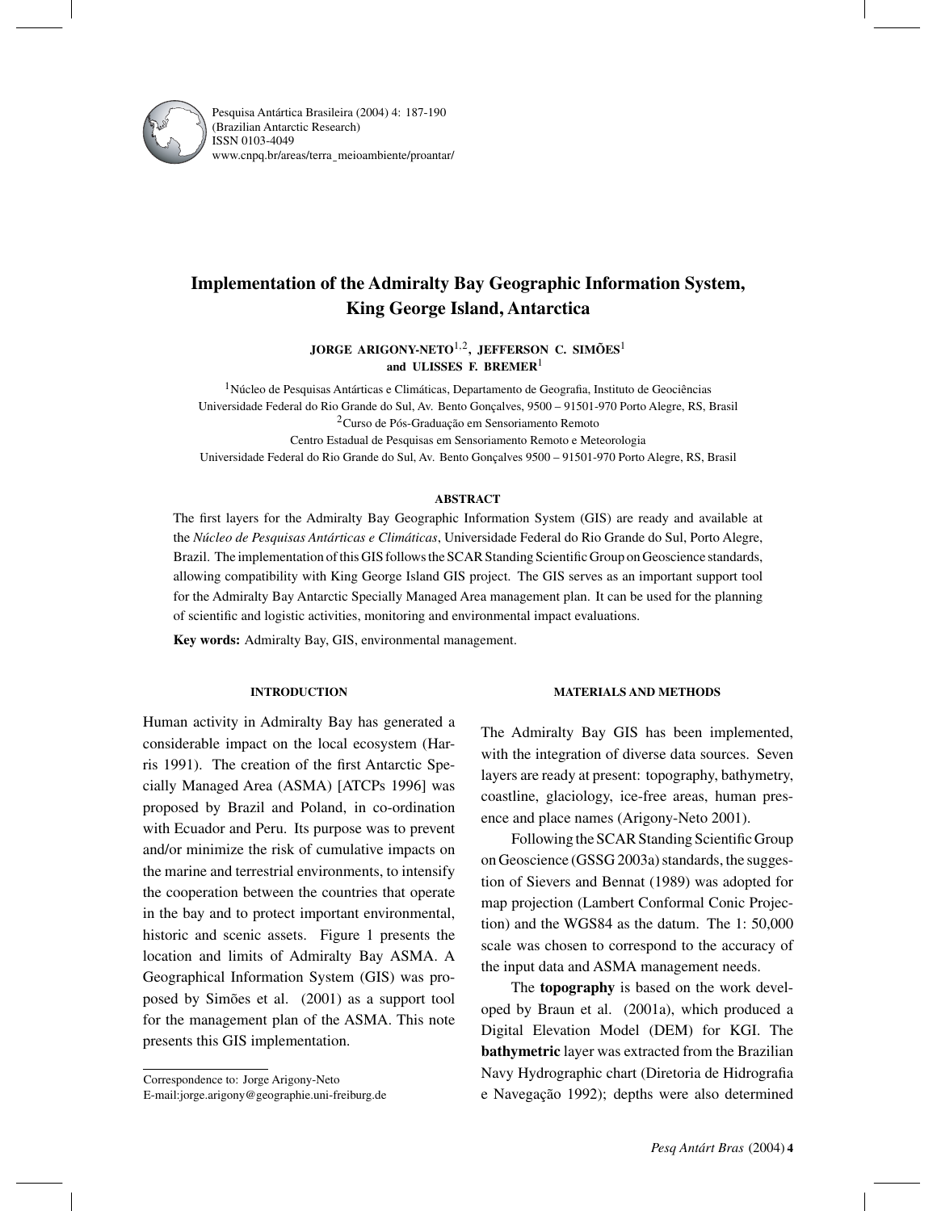# Implementation of the Admiralty Bay Geographic Information System, King George Island, Antarctica

**JORGE ARIGONY-NETO**[1,2], **JEFFERSON C. SIMÕES**[1] **and ULISSES F. BREMER**[1]

[1]Núcleo de Pesquisas Antárticas e Climáticas, Departamento de Geografia, Instituto de Geociências
Universidade Federal do Rio Grande do Sul, Av. Bento Gonçalves, 9500 – 91501-970 Porto Alegre, RS, Brasil

[2]Curso de Pós-Graduação em Sensoriamento Remoto
Centro Estadual de Pesquisas em Sensoriamento Remoto e Meteorologia
Universidade Federal do Rio Grande do Sul, Av. Bento Gonçalves 9500 – 91501-970 Porto Alegre, RS, Brasil

## ABSTRACT

The first layers for the Admiralty Bay Geographic Information System (GIS) are ready and available at the *Núcleo de Pesquisas Antárticas e Climáticas*, Universidade Federal do Rio Grande do Sul, Porto Alegre, Brazil. The implementation of this GIS follows the SCAR Standing Scientific Group on Geoscience standards, allowing compatibility with King George Island GIS project. The GIS serves as an important support tool for the Admiralty Bay Antarctic Specially Managed Area management plan. It can be used for the planning of scientific and logistic activities, monitoring and environmental impact evaluations.

**Key words:** Admiralty Bay, GIS, environmental management.

## INTRODUCTION

Human activity in Admiralty Bay has generated a considerable impact on the local ecosystem (Harris 1991). The creation of the first Antarctic Specially Managed Area (ASMA) [ATCPs 1996] was proposed by Brazil and Poland, in co-ordination with Ecuador and Peru. Its purpose was to prevent and/or minimize the risk of cumulative impacts on the marine and terrestrial environments, to intensify the cooperation between the countries that operate in the bay and to protect important environmental, historic and scenic assets. Figure 1 presents the location and limits of Admiralty Bay ASMA. A Geographical Information System (GIS) was proposed by Simões et al. (2001) as a support tool for the management plan of the ASMA. This note presents this GIS implementation.

Correspondence to: Jorge Arigony-Neto
E-mail:jorge.arigony@geographie.uni-freiburg.de

## MATERIALS AND METHODS

The Admiralty Bay GIS has been implemented, with the integration of diverse data sources. Seven layers are ready at present: topography, bathymetry, coastline, glaciology, ice-free areas, human presence and place names (Arigony-Neto 2001).

Following the SCAR Standing Scientific Group on Geoscience (GSSG 2003a) standards, the suggestion of Sievers and Bennat (1989) was adopted for map projection (Lambert Conformal Conic Projection) and the WGS84 as the datum. The 1: 50,000 scale was chosen to correspond to the accuracy of the input data and ASMA management needs.

The **topography** is based on the work developed by Braun et al. (2001a), which produced a Digital Elevation Model (DEM) for KGI. The **bathymetric** layer was extracted from the Brazilian Navy Hydrographic chart (Diretoria de Hidrografia e Navegação 1992); depths were also determined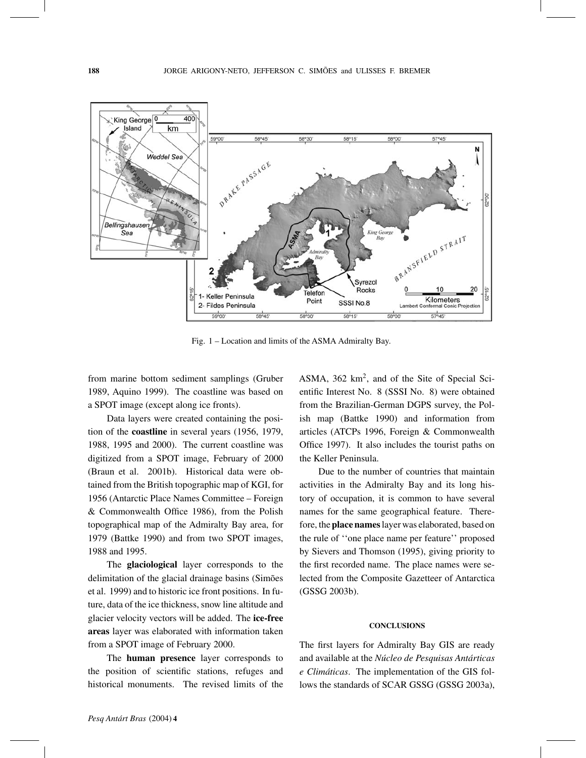Fig. 1 – Location and limits of the ASMA Admiralty Bay.

from marine bottom sediment samplings (Gruber 1989, Aquino 1999). The coastline was based on a SPOT image (except along ice fronts).

Data layers were created containing the position of the **coastline** in several years (1956, 1979, 1988, 1995 and 2000). The current coastline was digitized from a SPOT image, February of 2000 (Braun et al. 2001b). Historical data were obtained from the British topographic map of KGI, for 1956 (Antarctic Place Names Committee – Foreign & Commonwealth Office 1986), from the Polish topographical map of the Admiralty Bay area, for 1979 (Battke 1990) and from two SPOT images, 1988 and 1995.

The **glaciological** layer corresponds to the delimitation of the glacial drainage basins (Simões et al. 1999) and to historic ice front positions. In future, data of the ice thickness, snow line altitude and glacier velocity vectors will be added. The **ice-free areas** layer was elaborated with information taken from a SPOT image of February 2000.

The **human presence** layer corresponds to the position of scientific stations, refuges and historical monuments. The revised limits of the ASMA, 362 $km^2$, and of the Site of Special Scientific Interest No. 8 (SSSI No. 8) were obtained from the Brazilian-German DGPS survey, the Polish map (Battke 1990) and information from articles (ATCPs 1996, Foreign & Commonwealth Office 1997). It also includes the tourist paths on the Keller Peninsula.

Due to the number of countries that maintain activities in the Admiralty Bay and its long history of occupation, it is common to have several names for the same geographical feature. Therefore, the **place names** layer was elaborated, based on the rule of ''one place name per feature'' proposed by Sievers and Thomson (1995), giving priority to the first recorded name. The place names were selected from the Composite Gazetteer of Antarctica (GSSG 2003b).

## CONCLUSIONS

The first layers for Admiralty Bay GIS are ready and available at the *Núcleo de Pesquisas Antárticas e Climáticas*. The implementation of the GIS follows the standards of SCAR GSSG (GSSG 2003a),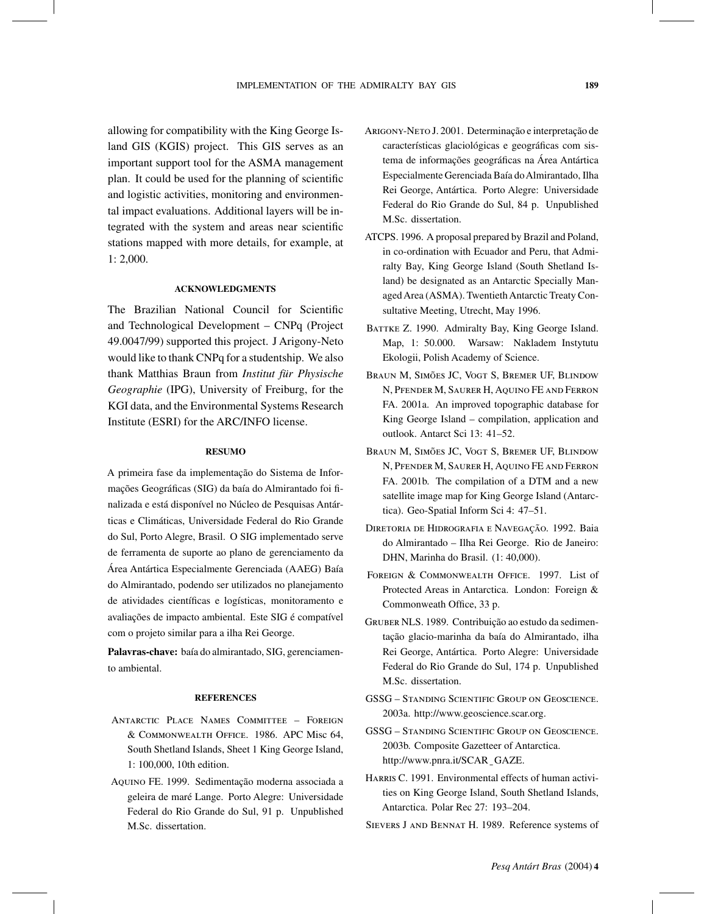allowing for compatibility with the King George Island GIS (KGIS) project. This GIS serves as an important support tool for the ASMA management plan. It could be used for the planning of scientific and logistic activities, monitoring and environmental impact evaluations. Additional layers will be integrated with the system and areas near scientific stations mapped with more details, for example, at 1: 2,000.

## ACKNOWLEDGMENTS

The Brazilian National Council for Scientific and Technological Development – CNPq (Project 49.0047/99) supported this project. J Arigony-Neto would like to thank CNPq for a studentship. We also thank Matthias Braun from *Institut für Physische Geographie* (IPG), University of Freiburg, for the KGI data, and the Environmental Systems Research Institute (ESRI) for the ARC/INFO license.

## RESUMO

A primeira fase da implementação do Sistema de Informações Geográficas (SIG) da baía do Almirantado foi finalizada e está disponível no Núcleo de Pesquisas Antárticas e Climáticas, Universidade Federal do Rio Grande do Sul, Porto Alegre, Brasil. O SIG implementado serve de ferramenta de suporte ao plano de gerenciamento da Área Antártica Especialmente Gerenciada (AAEG) Baía do Almirantado, podendo ser utilizados no planejamento de atividades científicas e logísticas, monitoramento e avaliações de impacto ambiental. Este SIG é compatível com o projeto similar para a ilha Rei George.

**Palavras-chave:** baía do almirantado, SIG, gerenciamento ambiental.

## REFERENCES

Antarctic Place Names Committee – Foreign & Commonwealth Office. 1986. APC Misc 64, South Shetland Islands, Sheet 1 King George Island, 1: 100,000, 10th edition.

Aquino FE. 1999. Sedimentação moderna associada a geleira de maré Lange. Porto Alegre: Universidade Federal do Rio Grande do Sul, 91 p. Unpublished M.Sc. dissertation.

Arigony-Neto J. 2001. Determinação e interpretação de características glaciológicas e geográficas com sistema de informações geográficas na Área Antártica Especialmente Gerenciada Baía do Almirantado, Ilha Rei George, Antártica. Porto Alegre: Universidade Federal do Rio Grande do Sul, 84 p. Unpublished M.Sc. dissertation.

ATCPS. 1996. A proposal prepared by Brazil and Poland, in co-ordination with Ecuador and Peru, that Admiralty Bay, King George Island (South Shetland Island) be designated as an Antarctic Specially Managed Area (ASMA). Twentieth Antarctic Treaty Consultative Meeting, Utrecht, May 1996.

Battke Z. 1990. Admiralty Bay, King George Island. Map, 1: 50.000. Warsaw: Nakladem Instytutu Ekologii, Polish Academy of Science.

Braun M, Simões JC, Vogt S, Bremer UF, Blindow N, Pfender M, Saurer H, Aquino FE and Ferron FA. 2001a. An improved topographic database for King George Island – compilation, application and outlook. Antarct Sci 13: 41–52.

Braun M, Simões JC, Vogt S, Bremer UF, Blindow N, Pfender M, Saurer H, Aquino FE and Ferron FA. 2001b. The compilation of a DTM and a new satellite image map for King George Island (Antarctica). Geo-Spatial Inform Sci 4: 47–51.

Diretoria de Hidrografia e Navegação. 1992. Baia do Almirantado – Ilha Rei George. Rio de Janeiro: DHN, Marinha do Brasil. (1: 40,000).

Foreign & Commonwealth Office. 1997. List of Protected Areas in Antarctica. London: Foreign & Commonweath Office, 33 p.

Gruber NLS. 1989. Contribuição ao estudo da sedimentação glacio-marinha da baía do Almirantado, ilha Rei George, Antártica. Porto Alegre: Universidade Federal do Rio Grande do Sul, 174 p. Unpublished M.Sc. dissertation.

GSSG – Standing Scientific Group on Geoscience. 2003a. http://www.geoscience.scar.org.

GSSG – Standing Scientific Group on Geoscience. 2003b. Composite Gazetteer of Antarctica. http://www.pnra.it/SCAR_GAZE.

Harris C. 1991. Environmental effects of human activities on King George Island, South Shetland Islands, Antarctica. Polar Rec 27: 193–204.

Sievers J and Bennat H. 1989. Reference systems of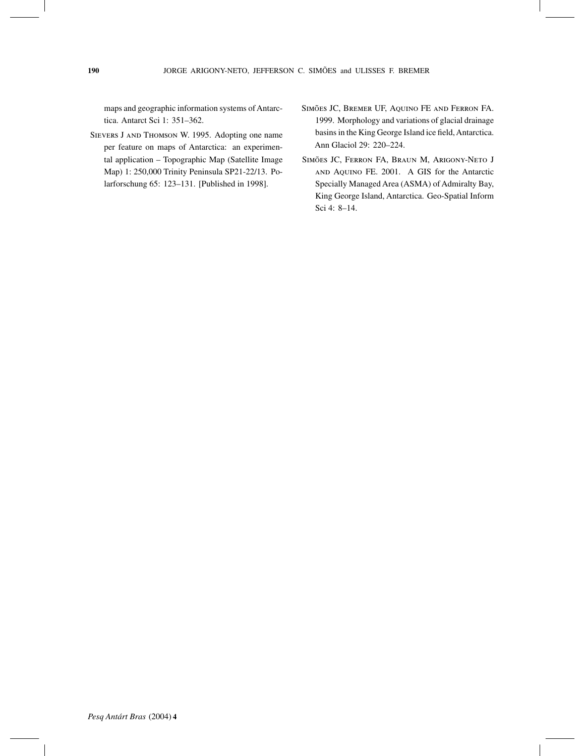maps and geographic information systems of Antarctica. Antarct Sci 1: 351–362.

Sievers J and Thomson W. 1995. Adopting one name per feature on maps of Antarctica: an experimental application – Topographic Map (Satellite Image Map) 1: 250,000 Trinity Peninsula SP21-22/13. Polarforschung 65: 123–131. [Published in 1998].

Simões JC, Bremer UF, Aquino FE and Ferron FA. 1999. Morphology and variations of glacial drainage basins in the King George Island ice field, Antarctica. Ann Glaciol 29: 220–224.

Simões JC, Ferron FA, Braun M, Arigony-Neto J and Aquino FE. 2001. A GIS for the Antarctic Specially Managed Area (ASMA) of Admiralty Bay, King George Island, Antarctica. Geo-Spatial Inform Sci 4: 8–14.